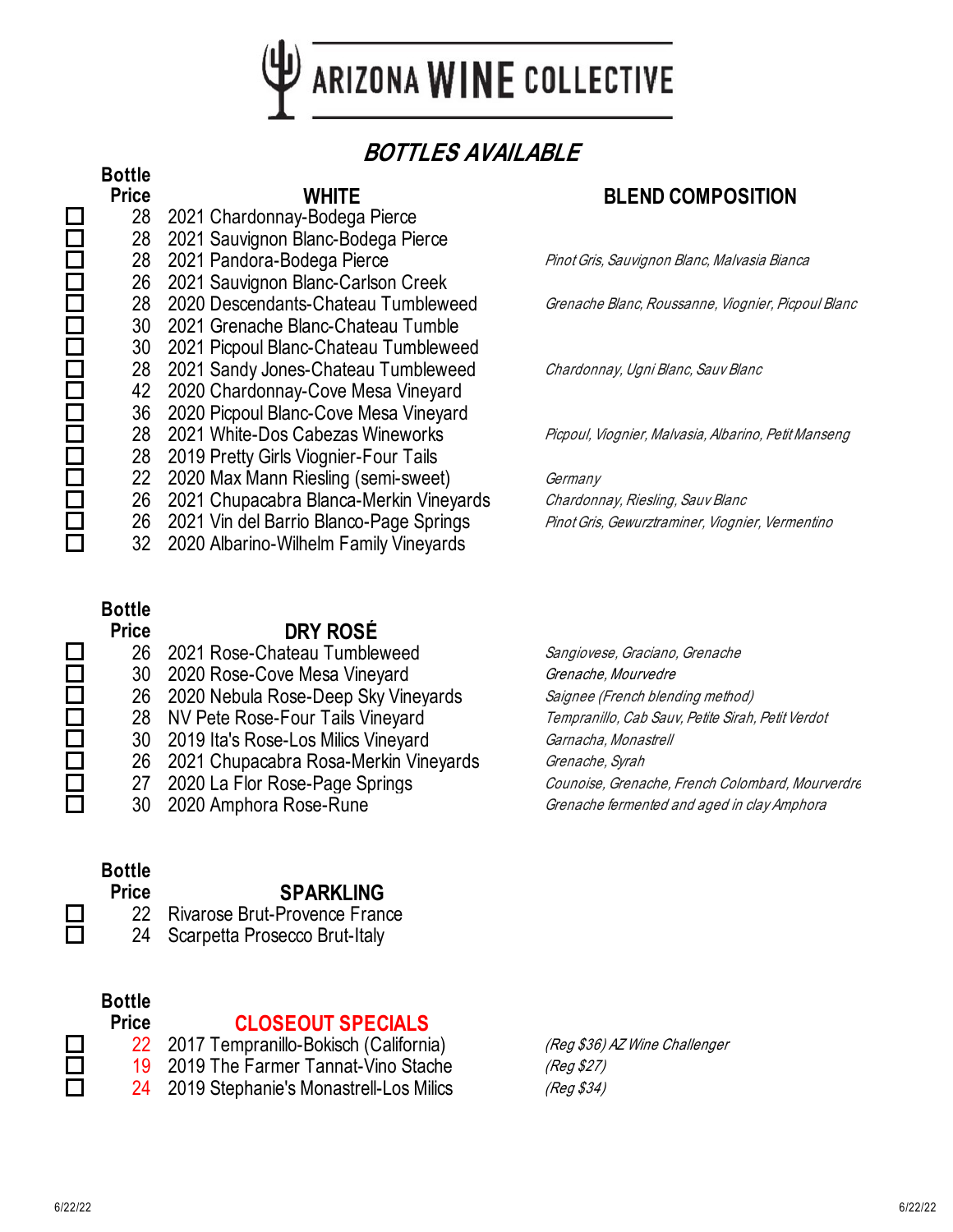# ARIZONA WINE COLLECTIVE

## BOTTLES AVAILABLE

| | Bottle Price | WHITE | BLEND COMPOSITION |
|---|---|---|---|
| ☐ | 28 | 2021 Chardonnay-Bodega Pierce | |
| ☐ | 28 | 2021 Sauvignon Blanc-Bodega Pierce | |
| ☐ | 28 | 2021 Pandora-Bodega Pierce | *Pinot Gris, Sauvignon Blanc, Malvasia Bianca* |
| ☐ | 26 | 2021 Sauvignon Blanc-Carlson Creek | |
| ☐ | 28 | 2020 Descendants-Chateau Tumbleweed | *Grenache Blanc, Roussanne, Viognier, Picpoul Blanc* |
| ☐ | 30 | 2021 Grenache Blanc-Chateau Tumble | |
| ☐ | 30 | 2021 Picpoul Blanc-Chateau Tumbleweed | |
| ☐ | 28 | 2021 Sandy Jones-Chateau Tumbleweed | *Chardonnay, Ugni Blanc, Sauv Blanc* |
| ☐ | 42 | 2020 Chardonnay-Cove Mesa Vineyard | |
| ☐ | 36 | 2020 Picpoul Blanc-Cove Mesa Vineyard | |
| ☐ | 28 | 2021 White-Dos Cabezas Wineworks | *Picpoul, Viognier, Malvasia, Albarino, Petit Manseng* |
| ☐ | 28 | 2019 Pretty Girls Viognier-Four Tails | |
| ☐ | 22 | 2020 Max Mann Riesling (semi-sweet) | *Germany* |
| ☐ | 26 | 2021 Chupacabra Blanca-Merkin Vineyards | *Chardonnay, Riesling, Sauv Blanc* |
| ☐ | 26 | 2021 Vin del Barrio Blanco-Page Springs | *Pinot Gris, Gewurztraminer, Viognier, Vermentino* |
| ☐ | 32 | 2020 Albarino-Wilhelm Family Vineyards | |

| | Bottle Price | DRY ROSÉ | |
|---|---|---|---|
| ☐ | 26 | 2021 Rose-Chateau Tumbleweed | *Sangiovese, Graciano, Grenache* |
| ☐ | 30 | 2020 Rose-Cove Mesa Vineyard | *Grenache, Mourvedre* |
| ☐ | 26 | 2020 Nebula Rose-Deep Sky Vineyards | *Saignee (French blending method)* |
| ☐ | 28 | NV Pete Rose-Four Tails Vineyard | *Tempranillo, Cab Sauv, Petite Sirah, Petit Verdot* |
| ☐ | 30 | 2019 Ita's Rose-Los Milics Vineyard | *Garnacha, Monastrell* |
| ☐ | 26 | 2021 Chupacabra Rosa-Merkin Vineyards | *Grenache, Syrah* |
| ☐ | 27 | 2020 La Flor Rose-Page Springs | *Counoise, Grenache, French Colombard, Mourverdre* |
| ☐ | 30 | 2020 Amphora Rose-Rune | *Grenache fermented and aged in clay Amphora* |

| | Bottle Price | SPARKLING |
|---|---|---|
| ☐ | 22 | Rivarose Brut-Provence France |
| ☐ | 24 | Scarpetta Prosecco Brut-Italy |

| | Bottle Price | CLOSEOUT SPECIALS | |
|---|---|---|---|
| ☐ | 22 | 2017 Tempranillo-Bokisch (California) | *(Reg $36) AZ Wine Challenger* |
| ☐ | 19 | 2019 The Farmer Tannat-Vino Stache | *(Reg $27)* |
| ☐ | 24 | 2019 Stephanie's Monastrell-Los Milics | *(Reg $34)* |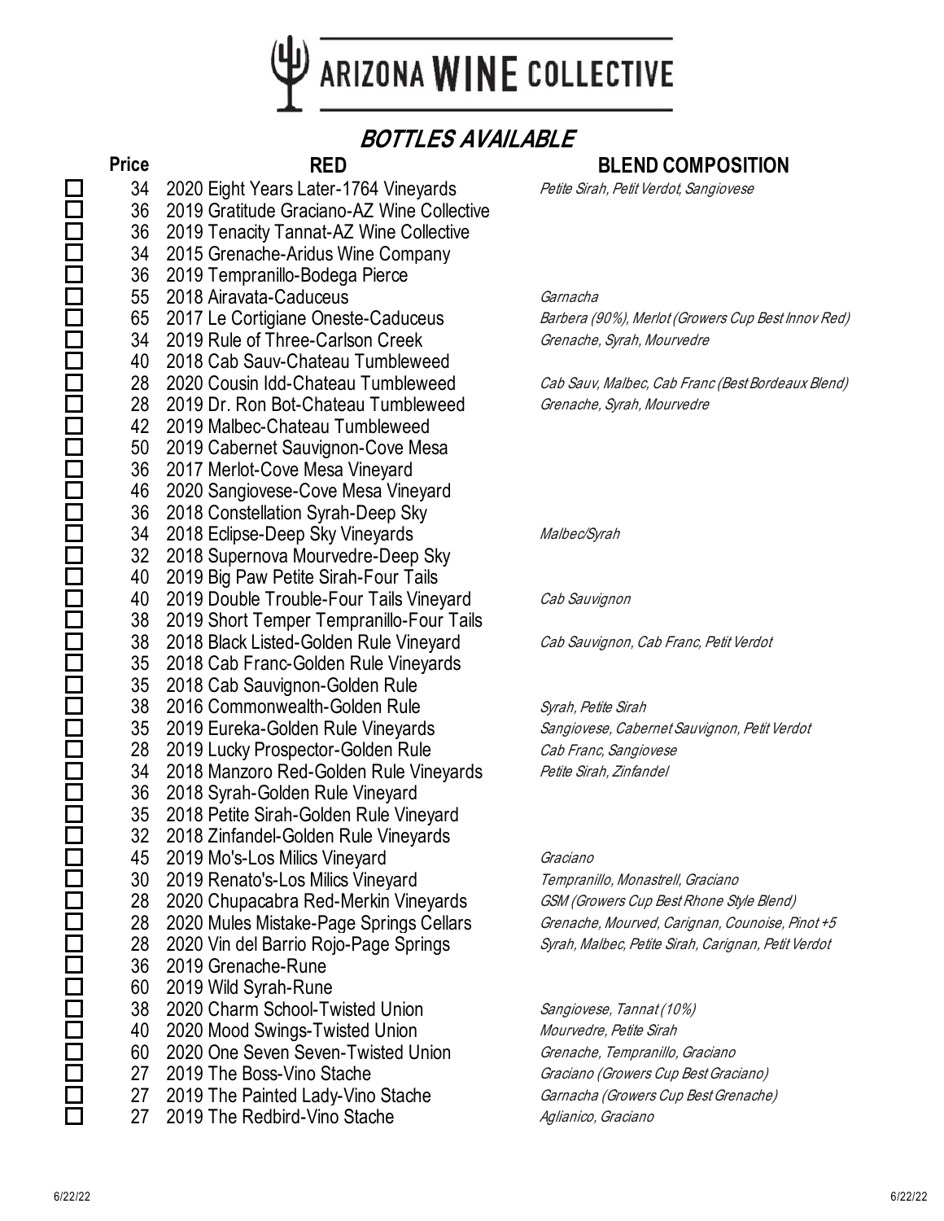# ARIZONA WINE COLLECTIVE

## *BOTTLES AVAILABLE*

| | Price | RED | BLEND COMPOSITION |
|---|---|---|---|
| ☐ | 34 | 2020 Eight Years Later-1764 Vineyards | *Petite Sirah, Petit Verdot, Sangiovese* |
| ☐ | 36 | 2019 Gratitude Graciano-AZ Wine Collective | |
| ☐ | 36 | 2019 Tenacity Tannat-AZ Wine Collective | |
| ☐ | 34 | 2015 Grenache-Aridus Wine Company | |
| ☐ | 36 | 2019 Tempranillo-Bodega Pierce | |
| ☐ | 55 | 2018 Airavata-Caduceus | *Garnacha* |
| ☐ | 65 | 2017 Le Cortigiane Oneste-Caduceus | *Barbera (90%), Merlot (Growers Cup Best Innov Red)* |
| ☐ | 34 | 2019 Rule of Three-Carlson Creek | *Grenache, Syrah, Mourvedre* |
| ☐ | 40 | 2018 Cab Sauv-Chateau Tumbleweed | |
| ☐ | 28 | 2020 Cousin Idd-Chateau Tumbleweed | *Cab Sauv, Malbec, Cab Franc (Best Bordeaux Blend)* |
| ☐ | 28 | 2019 Dr. Ron Bot-Chateau Tumbleweed | *Grenache, Syrah, Mourvedre* |
| ☐ | 42 | 2019 Malbec-Chateau Tumbleweed | |
| ☐ | 50 | 2019 Cabernet Sauvignon-Cove Mesa | |
| ☐ | 36 | 2017 Merlot-Cove Mesa Vineyard | |
| ☐ | 46 | 2020 Sangiovese-Cove Mesa Vineyard | |
| ☐ | 36 | 2018 Constellation Syrah-Deep Sky | |
| ☐ | 34 | 2018 Eclipse-Deep Sky Vineyards | *Malbec/Syrah* |
| ☐ | 32 | 2018 Supernova Mourvedre-Deep Sky | |
| ☐ | 40 | 2019 Big Paw Petite Sirah-Four Tails | |
| ☐ | 40 | 2019 Double Trouble-Four Tails Vineyard | *Cab Sauvignon* |
| ☐ | 38 | 2019 Short Temper Tempranillo-Four Tails | |
| ☐ | 38 | 2018 Black Listed-Golden Rule Vineyard | *Cab Sauvignon, Cab Franc, Petit Verdot* |
| ☐ | 35 | 2018 Cab Franc-Golden Rule Vineyards | |
| ☐ | 35 | 2018 Cab Sauvignon-Golden Rule | |
| ☐ | 38 | 2016 Commonwealth-Golden Rule | *Syrah, Petite Sirah* |
| ☐ | 35 | 2019 Eureka-Golden Rule Vineyards | *Sangiovese, Cabernet Sauvignon, Petit Verdot* |
| ☐ | 28 | 2019 Lucky Prospector-Golden Rule | *Cab Franc, Sangiovese* |
| ☐ | 34 | 2018 Manzoro Red-Golden Rule Vineyards | *Petite Sirah, Zinfandel* |
| ☐ | 36 | 2018 Syrah-Golden Rule Vineyard | |
| ☐ | 35 | 2018 Petite Sirah-Golden Rule Vineyard | |
| ☐ | 32 | 2018 Zinfandel-Golden Rule Vineyards | |
| ☐ | 45 | 2019 Mo's-Los Milics Vineyard | *Graciano* |
| ☐ | 30 | 2019 Renato's-Los Milics Vineyard | *Tempranillo, Monastrell, Graciano* |
| ☐ | 28 | 2020 Chupacabra Red-Merkin Vineyards | *GSM (Growers Cup Best Rhone Style Blend)* |
| ☐ | 28 | 2020 Mules Mistake-Page Springs Cellars | *Grenache, Mourved, Carignan, Counoise, Pinot +5* |
| ☐ | 28 | 2020 Vin del Barrio Rojo-Page Springs | *Syrah, Malbec, Petite Sirah, Carignan, Petit Verdot* |
| ☐ | 36 | 2019 Grenache-Rune | |
| ☐ | 60 | 2019 Wild Syrah-Rune | |
| ☐ | 38 | 2020 Charm School-Twisted Union | *Sangiovese, Tannat (10%)* |
| ☐ | 40 | 2020 Mood Swings-Twisted Union | *Mourvedre, Petite Sirah* |
| ☐ | 60 | 2020 One Seven Seven-Twisted Union | *Grenache, Tempranillo, Graciano* |
| ☐ | 27 | 2019 The Boss-Vino Stache | *Graciano (Growers Cup Best Graciano)* |
| ☐ | 27 | 2019 The Painted Lady-Vino Stache | *Garnacha (Growers Cup Best Grenache)* |
| ☐ | 27 | 2019 The Redbird-Vino Stache | *Aglianico, Graciano* |

6/22/22